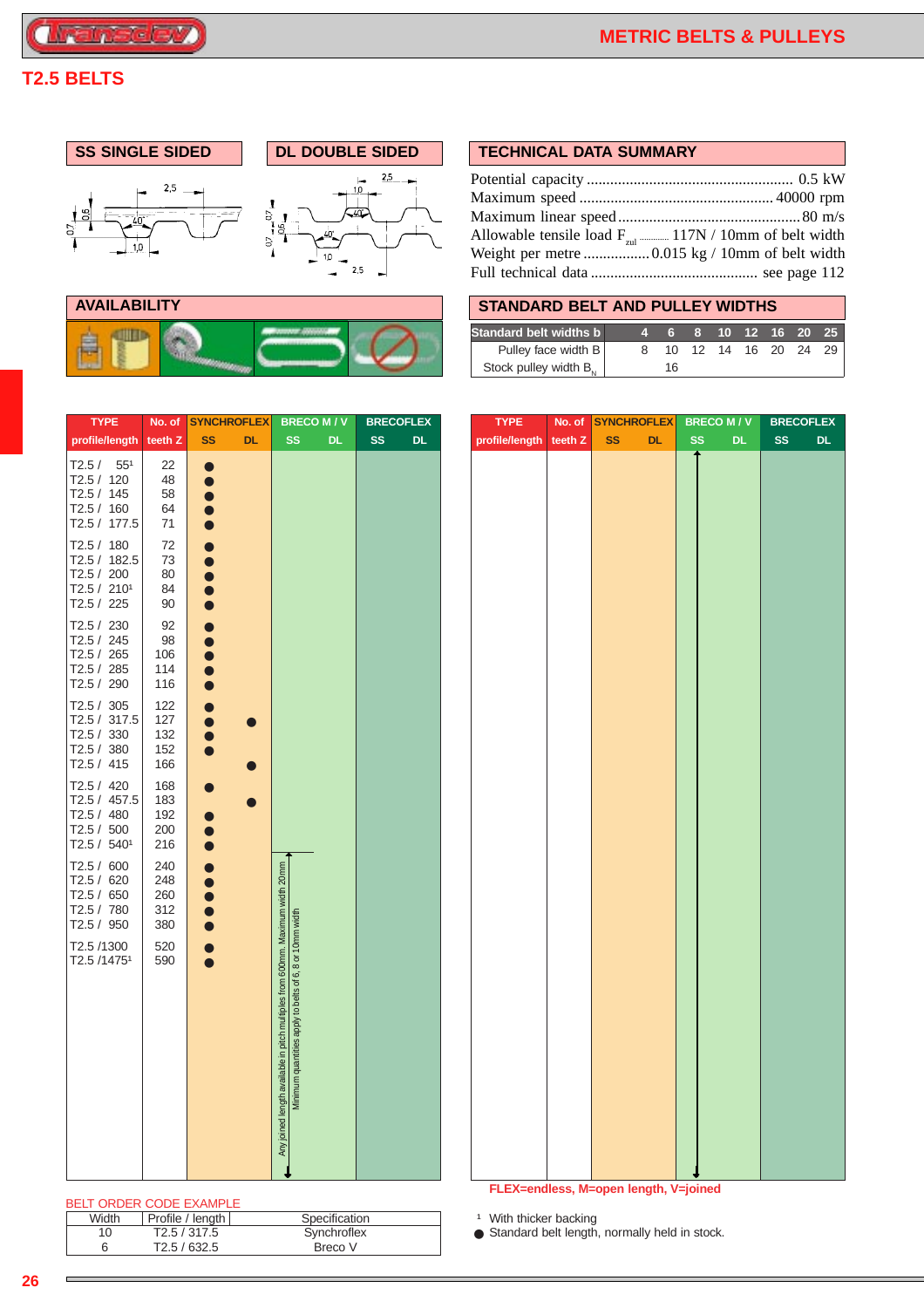# T2.5 BELTS

## SS SINGLE SIDED

## DL DOUBLE SIDED

## TECHNICAL DATA SUMMARY

Potential capacity ..................................................... 0.5 kW
Maximum speed .................................................. 40000 rpm
Maximum linear speed ............................................... 80 m/s
Allowable tensile load $F_{zul}$ ........... 117N / 10mm of belt width
Weight per metre ................. 0.015 kg / 10mm of belt width
Full technical data ........................................... see page 112

## AVAILABILITY

## STANDARD BELT AND PULLEY WIDTHS

| Standard belt widths b | 4 | 6 | 8 | 10 | 12 | 16 | 20 | 25 |
|---|---|---|---|---|---|---|---|---|
| Pulley face width B | 8 | 10 | 12 | 14 | 16 | 20 | 24 | 29 |
| Stock pulley width $B_N$ | | 16 | | | | | | |

| TYPE profile/length | No. of teeth Z | SYNCHROFLEX SS | SYNCHROFLEX DL | BRECO M / V SS | BRECO M / V DL | BRECOFLEX SS | BRECOFLEX DL |
|---|---|---|---|---|---|---|---|
| T2.5 / 55[1] | 22 | ● | | | | | |
| T2.5 / 120 | 48 | ● | | | | | |
| T2.5 / 145 | 58 | ● | | | | | |
| T2.5 / 160 | 64 | ● | | | | | |
| T2.5 / 177.5 | 71 | ● | | | | | |
| T2.5 / 180 | 72 | ● | | | | | |
| T2.5 / 182.5 | 73 | ● | | | | | |
| T2.5 / 200 | 80 | ● | | | | | |
| T2.5 / 210[1] | 84 | ● | | | | | |
| T2.5 / 225 | 90 | ● | | | | | |
| T2.5 / 230 | 92 | ● | | | | | |
| T2.5 / 245 | 98 | ● | | | | | |
| T2.5 / 265 | 106 | ● | | | | | |
| T2.5 / 285 | 114 | ● | | | | | |
| T2.5 / 290 | 116 | ● | | | | | |
| T2.5 / 305 | 122 | ● | | | | | |
| T2.5 / 317.5 | 127 | ● | ● | | | | |
| T2.5 / 330 | 132 | ● | | | | | |
| T2.5 / 380 | 152 | ● | | | | | |
| T2.5 / 415 | 166 | | ● | | | | |
| T2.5 / 420 | 168 | ● | | | | | |
| T2.5 / 457.5 | 183 | | ● | | | | |
| T2.5 / 480 | 192 | ● | | | | | |
| T2.5 / 500 | 200 | ● | | | | | |
| T2.5 / 540[1] | 216 | ● | | | | | |
| T2.5 / 600 | 240 | ● | | Any joined length available in pitch multiples from 600mm. Maximum width 20mm. Minimum quantities apply to belts of 6, 8 or 10mm width | | | |
| T2.5 / 620 | 248 | ● | | | | | |
| T2.5 / 650 | 260 | ● | | | | | |
| T2.5 / 780 | 312 | ● | | | | | |
| T2.5 / 950 | 380 | ● | | | | | |
| T2.5 /1300 | 520 | ● | | | | | |
| T2.5 /1475[1] | 590 | ● | | | | | |

FLEX=endless, M=open length, V=joined

BELT ORDER CODE EXAMPLE

| Width | Profile / length | Specification |
|---|---|---|
| 10 | T2.5 / 317.5 | Synchroflex |
| 6 | T2.5 / 632.5 | Breco V |

[1] With thicker backing
● Standard belt length, normally held in stock.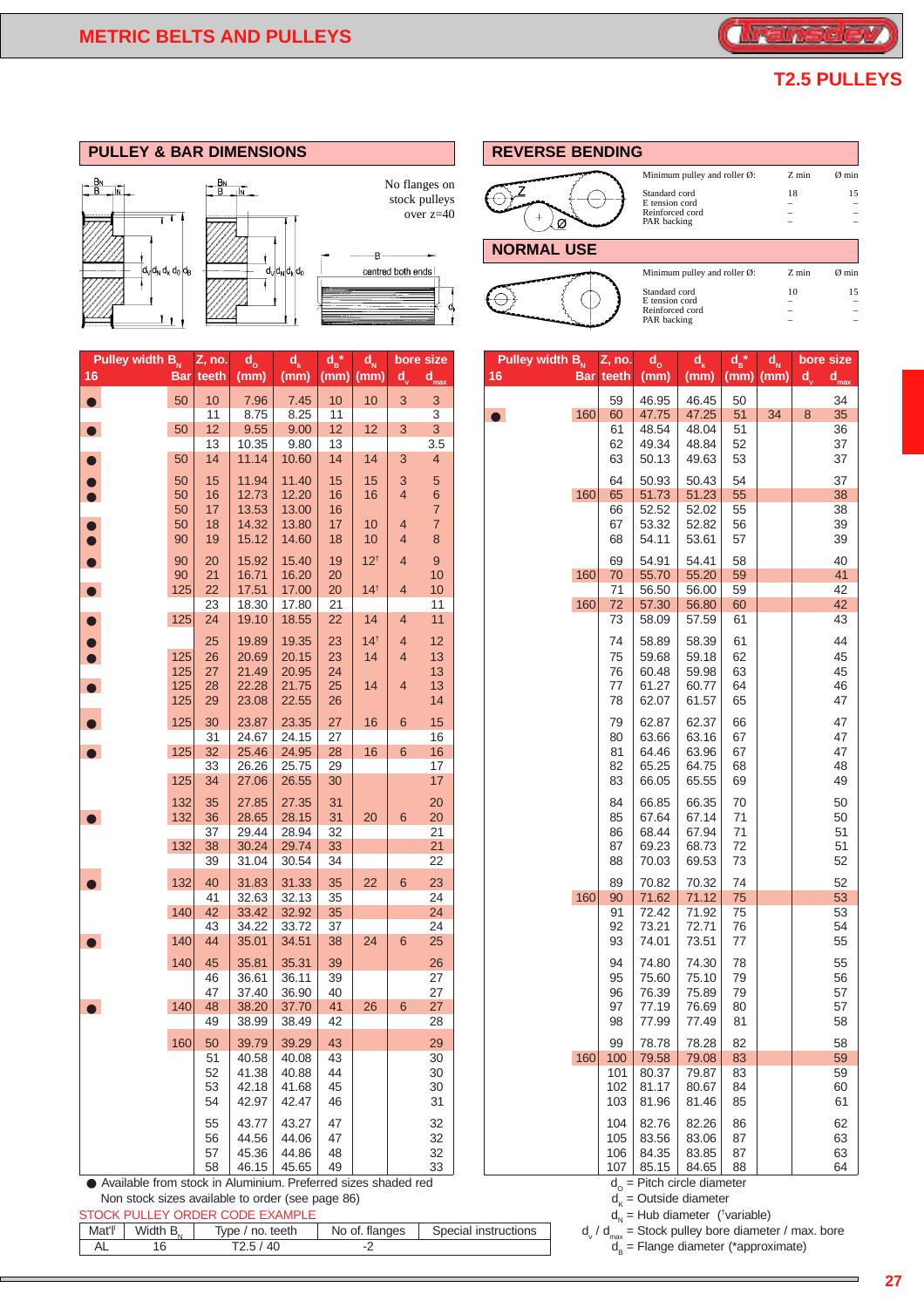# METRIC BELTS AND PULLEYS

## T2.5 PULLEYS

## PULLEY & BAR DIMENSIONS

No flanges on stock pulleys over z=40

centred both ends

## REVERSE BENDING

| Minimum pulley and roller Ø: | Z min | Ø min |
|---|---|---|
| Standard cord | 18 | 15 |
| E tension cord | – | – |
| Reinforced cord | – | – |
| PAR backing | – | – |

## NORMAL USE

| Minimum pulley and roller Ø: | Z min | Ø min |
|---|---|---|
| Standard cord | 10 | 15 |
| E tension cord | – | – |
| Reinforced cord | – | – |
| PAR backing | – | – |

| Stock | Pulley width $B_N$ 16 | Bar | Z, no. teeth | $d_o$ (mm) | $d_k$ (mm) | $d_B$* (mm) | $d_N$ (mm) | bore size $d_v$ | $d_{max}$ |
|---|---|---|---|---|---|---|---|---|---|
| ● | | 50 | 10 | 7.96 | 7.45 | 10 | 10 | 3 | 3 |
| | | | 11 | 8.75 | 8.25 | 11 | | | 3 |
| ● | | 50 | 12 | 9.55 | 9.00 | 12 | 12 | 3 | 3 |
| | | | 13 | 10.35 | 9.80 | 13 | | | 3.5 |
| ● | | 50 | 14 | 11.14 | 10.60 | 14 | 14 | 3 | 4 |
| ● | | 50 | 15 | 11.94 | 11.40 | 15 | 15 | 3 | 5 |
| ● | | 50 | 16 | 12.73 | 12.20 | 16 | 16 | 4 | 6 |
| | | 50 | 17 | 13.53 | 13.00 | 16 | | | 7 |
| ● | | 50 | 18 | 14.32 | 13.80 | 17 | 10 | 4 | 7 |
| ● | | 90 | 19 | 15.12 | 14.60 | 18 | 10 | 4 | 8 |
| ● | | 90 | 20 | 15.92 | 15.40 | 19 | 12[†] | 4 | 9 |
| | | 90 | 21 | 16.71 | 16.20 | 20 | | | 10 |
| ● | | 125 | 22 | 17.51 | 17.00 | 20 | 14[†] | 4 | 10 |
| | | | 23 | 18.30 | 17.80 | 21 | | | 11 |
| ● | | 125 | 24 | 19.10 | 18.55 | 22 | 14 | 4 | 11 |
| ● | | | 25 | 19.89 | 19.35 | 23 | 14[†] | 4 | 12 |
| ● | | 125 | 26 | 20.69 | 20.15 | 23 | 14 | 4 | 13 |
| | | 125 | 27 | 21.49 | 20.95 | 24 | | | 13 |
| ● | | 125 | 28 | 22.28 | 21.75 | 25 | 14 | 4 | 13 |
| | | 125 | 29 | 23.08 | 22.55 | 26 | | | 14 |
| ● | | 125 | 30 | 23.87 | 23.35 | 27 | 16 | 6 | 15 |
| | | | 31 | 24.67 | 24.15 | 27 | | | 16 |
| ● | | 125 | 32 | 25.46 | 24.95 | 28 | 16 | 6 | 16 |
| | | | 33 | 26.26 | 25.75 | 29 | | | 17 |
| | | 125 | 34 | 27.06 | 26.55 | 30 | | | 17 |
| | | 132 | 35 | 27.85 | 27.35 | 31 | | | 20 |
| ● | | 132 | 36 | 28.65 | 28.15 | 31 | 20 | 6 | 20 |
| | | | 37 | 29.44 | 28.94 | 32 | | | 21 |
| | | 132 | 38 | 30.24 | 29.74 | 33 | | | 21 |
| | | | 39 | 31.04 | 30.54 | 34 | | | 22 |
| ● | | 132 | 40 | 31.83 | 31.33 | 35 | 22 | 6 | 23 |
| | | | 41 | 32.63 | 32.13 | 35 | | | 24 |
| | | 140 | 42 | 33.42 | 32.92 | 35 | | | 24 |
| | | | 43 | 34.22 | 33.72 | 37 | | | 24 |
| ● | | 140 | 44 | 35.01 | 34.51 | 38 | 24 | 6 | 25 |
| | | 140 | 45 | 35.81 | 35.31 | 39 | | | 26 |
| | | | 46 | 36.61 | 36.11 | 39 | | | 27 |
| | | | 47 | 37.40 | 36.90 | 40 | | | 27 |
| ● | | 140 | 48 | 38.20 | 37.70 | 41 | 26 | 6 | 27 |
| | | | 49 | 38.99 | 38.49 | 42 | | | 28 |
| | | 160 | 50 | 39.79 | 39.29 | 43 | | | 29 |
| | | | 51 | 40.58 | 40.08 | 43 | | | 30 |
| | | | 52 | 41.38 | 40.88 | 44 | | | 30 |
| | | | 53 | 42.18 | 41.68 | 45 | | | 30 |
| | | | 54 | 42.97 | 42.47 | 46 | | | 31 |
| | | | 55 | 43.77 | 43.27 | 47 | | | 32 |
| | | | 56 | 44.56 | 44.06 | 47 | | | 32 |
| | | | 57 | 45.36 | 44.86 | 48 | | | 32 |
| | | | 58 | 46.15 | 45.65 | 49 | | | 33 |

| Stock | Pulley width $B_N$ 16 | Bar | Z, no. teeth | $d_o$ (mm) | $d_k$ (mm) | $d_B$* (mm) | $d_N$ (mm) | bore size $d_v$ | $d_{max}$ |
|---|---|---|---|---|---|---|---|---|---|
| | | | 59 | 46.95 | 46.45 | 50 | | | 34 |
| ● | | 160 | 60 | 47.75 | 47.25 | 51 | 34 | 8 | 35 |
| | | | 61 | 48.54 | 48.04 | 51 | | | 36 |
| | | | 62 | 49.34 | 48.84 | 52 | | | 37 |
| | | | 63 | 50.13 | 49.63 | 53 | | | 37 |
| | | | 64 | 50.93 | 50.43 | 54 | | | 37 |
| | | 160 | 65 | 51.73 | 51.23 | 55 | | | 38 |
| | | | 66 | 52.52 | 52.02 | 55 | | | 38 |
| | | | 67 | 53.32 | 52.82 | 56 | | | 39 |
| | | | 68 | 54.11 | 53.61 | 57 | | | 39 |
| | | | 69 | 54.91 | 54.41 | 58 | | | 40 |
| | | 160 | 70 | 55.70 | 55.20 | 59 | | | 41 |
| | | | 71 | 56.50 | 56.00 | 59 | | | 42 |
| | | 160 | 72 | 57.30 | 56.80 | 60 | | | 42 |
| | | | 73 | 58.09 | 57.59 | 61 | | | 43 |
| | | | 74 | 58.89 | 58.39 | 61 | | | 44 |
| | | | 75 | 59.68 | 59.18 | 62 | | | 45 |
| | | | 76 | 60.48 | 59.98 | 63 | | | 45 |
| | | | 77 | 61.27 | 60.77 | 64 | | | 46 |
| | | | 78 | 62.07 | 61.57 | 65 | | | 47 |
| | | | 79 | 62.87 | 62.37 | 66 | | | 47 |
| | | | 80 | 63.66 | 63.16 | 67 | | | 47 |
| | | | 81 | 64.46 | 63.96 | 67 | | | 47 |
| | | | 82 | 65.25 | 64.75 | 68 | | | 48 |
| | | | 83 | 66.05 | 65.55 | 69 | | | 49 |
| | | | 84 | 66.85 | 66.35 | 70 | | | 50 |
| | | | 85 | 67.64 | 67.14 | 71 | | | 50 |
| | | | 86 | 68.44 | 67.94 | 71 | | | 51 |
| | | | 87 | 69.23 | 68.73 | 72 | | | 51 |
| | | | 88 | 70.03 | 69.53 | 73 | | | 52 |
| | | | 89 | 70.82 | 70.32 | 74 | | | 52 |
| | | 160 | 90 | 71.62 | 71.12 | 75 | | | 53 |
| | | | 91 | 72.42 | 71.92 | 75 | | | 53 |
| | | | 92 | 73.21 | 72.71 | 76 | | | 54 |
| | | | 93 | 74.01 | 73.51 | 77 | | | 55 |
| | | | 94 | 74.80 | 74.30 | 78 | | | 55 |
| | | | 95 | 75.60 | 75.10 | 79 | | | 56 |
| | | | 96 | 76.39 | 75.89 | 79 | | | 57 |
| | | | 97 | 77.19 | 76.69 | 80 | | | 57 |
| | | | 98 | 77.99 | 77.49 | 81 | | | 58 |
| | | | 99 | 78.78 | 78.28 | 82 | | | 58 |
| | | 160 | 100 | 79.58 | 79.08 | 83 | | | 59 |
| | | | 101 | 80.37 | 79.87 | 83 | | | 59 |
| | | | 102 | 81.17 | 80.67 | 84 | | | 60 |
| | | | 103 | 81.96 | 81.46 | 85 | | | 61 |
| | | | 104 | 82.76 | 82.26 | 86 | | | 62 |
| | | | 105 | 83.56 | 83.06 | 87 | | | 63 |
| | | | 106 | 84.35 | 83.85 | 87 | | | 63 |
| | | | 107 | 85.15 | 84.65 | 88 | | | 64 |

● Available from stock in Aluminium. Preferred sizes shaded red
Non stock sizes available to order (see page 86)

STOCK PULLEY ORDER CODE EXAMPLE

| Mat'l | Width $B_N$ | Type / no. teeth | No of. flanges | Special instructions |
|---|---|---|---|---|
| AL | 16 | T2.5 / 40 | -2 | |

$d_o$ = Pitch circle diameter
$d_k$ = Outside diameter
$d_N$ = Hub diameter (†variable)
$d_v$ / $d_{max}$ = Stock pulley bore diameter / max. bore
$d_B$ = Flange diameter (*approximate)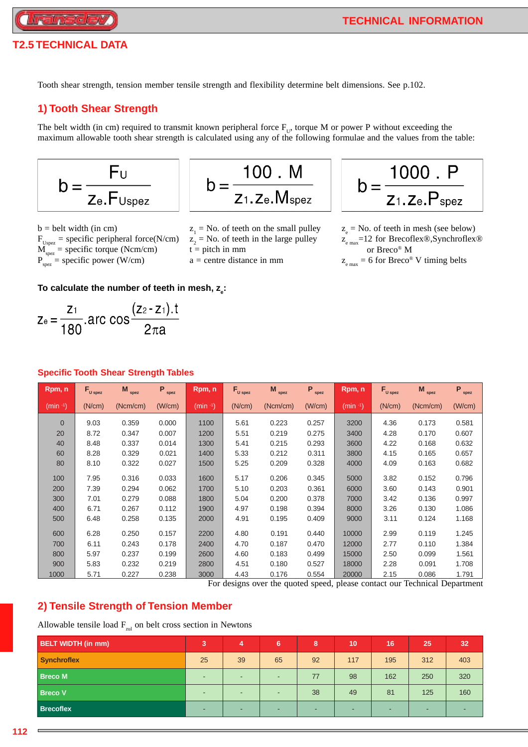## T2.5 TECHNICAL DATA

Tooth shear strength, tension member tensile strength and flexibility determine belt dimensions. See p.102.

### 1) Tooth Shear Strength

The belt width (in cm) required to transmit known peripheral force $F_U$, torque M or power P without exceeding the maximum allowable tooth shear strength is calculated using any of the following formulae and the values from the table:

$$b = \frac{F_U}{z_e \cdot F_{Uspez}}$$

$$b = \frac{100 \cdot M}{z_1 \cdot z_e \cdot M_{spez}}$$

$$b = \frac{1000 \cdot P}{z_1 \cdot z_e \cdot P_{spez}}$$

b = belt width (in cm)
$F_{Uspez}$ = specific peripheral force(N/cm)
$M_{spez}$ = specific torque (Ncm/cm)
$P_{spez}$ = specific power (W/cm)

$z_1$ = No. of teeth on the small pulley
$z_2$ = No. of teeth in the large pulley
t = pitch in mm
a = centre distance in mm

$z_e$ = No. of teeth in mesh (see below)
$z_{e\ max}$=12 for Brecoflex®,Synchroflex® or Breco® M
$z_{e\ max}$ = 6 for Breco® V timing belts

**To calculate the number of teeth in mesh, $z_e$:**

$$z_e = \frac{z_1}{180} \cdot \arccos \frac{(z_2 - z_1) \cdot t}{2\pi a}$$

#### Specific Tooth Shear Strength Tables

| Rpm, n | $F_{U\ spez}$ | $M_{spez}$ | $P_{spez}$ | Rpm, n | $F_{U\ spez}$ | $M_{spez}$ | $P_{spez}$ | Rpm, n | $F_{U\ spez}$ | $M_{spez}$ | $P_{spez}$ |
|---|---|---|---|---|---|---|---|---|---|---|---|
| ($min^{-1}$) | (N/cm) | (Ncm/cm) | (W/cm) | ($min^{-1}$) | (N/cm) | (Ncm/cm) | (W/cm) | ($min^{-1}$) | (N/cm) | (Ncm/cm) | (W/cm) |
| 0 | 9.03 | 0.359 | 0.000 | 1100 | 5.61 | 0.223 | 0.257 | 3200 | 4.36 | 0.173 | 0.581 |
| 20 | 8.72 | 0.347 | 0.007 | 1200 | 5.51 | 0.219 | 0.275 | 3400 | 4.28 | 0.170 | 0.607 |
| 40 | 8.48 | 0.337 | 0.014 | 1300 | 5.41 | 0.215 | 0.293 | 3600 | 4.22 | 0.168 | 0.632 |
| 60 | 8.28 | 0.329 | 0.021 | 1400 | 5.33 | 0.212 | 0.311 | 3800 | 4.15 | 0.165 | 0.657 |
| 80 | 8.10 | 0.322 | 0.027 | 1500 | 5.25 | 0.209 | 0.328 | 4000 | 4.09 | 0.163 | 0.682 |
| 100 | 7.95 | 0.316 | 0.033 | 1600 | 5.17 | 0.206 | 0.345 | 5000 | 3.82 | 0.152 | 0.796 |
| 200 | 7.39 | 0.294 | 0.062 | 1700 | 5.10 | 0.203 | 0.361 | 6000 | 3.60 | 0.143 | 0.901 |
| 300 | 7.01 | 0.279 | 0.088 | 1800 | 5.04 | 0.200 | 0.378 | 7000 | 3.42 | 0.136 | 0.997 |
| 400 | 6.71 | 0.267 | 0.112 | 1900 | 4.97 | 0.198 | 0.394 | 8000 | 3.26 | 0.130 | 1.086 |
| 500 | 6.48 | 0.258 | 0.135 | 2000 | 4.91 | 0.195 | 0.409 | 9000 | 3.11 | 0.124 | 1.168 |
| 600 | 6.28 | 0.250 | 0.157 | 2200 | 4.80 | 0.191 | 0.440 | 10000 | 2.99 | 0.119 | 1.245 |
| 700 | 6.11 | 0.243 | 0.178 | 2400 | 4.70 | 0.187 | 0.470 | 12000 | 2.77 | 0.110 | 1.384 |
| 800 | 5.97 | 0.237 | 0.199 | 2600 | 4.60 | 0.183 | 0.499 | 15000 | 2.50 | 0.099 | 1.561 |
| 900 | 5.83 | 0.232 | 0.219 | 2800 | 4.51 | 0.180 | 0.527 | 18000 | 2.28 | 0.091 | 1.708 |
| 1000 | 5.71 | 0.227 | 0.238 | 3000 | 4.43 | 0.176 | 0.554 | 20000 | 2.15 | 0.086 | 1.791 |

For designs over the quoted speed, please contact our Technical Department

### 2) Tensile Strength of Tension Member

Allowable tensile load $F_{zul}$ on belt cross section in Newtons

| BELT WIDTH (in mm) | 3 | 4 | 6 | 8 | 10 | 16 | 25 | 32 |
|---|---|---|---|---|---|---|---|---|
| Synchroflex | 25 | 39 | 65 | 92 | 117 | 195 | 312 | 403 |
| Breco M | - | - | - | 77 | 98 | 162 | 250 | 320 |
| Breco V | - | - | - | 38 | 49 | 81 | 125 | 160 |
| Brecoflex | - | - | - | - | - | - | - | - |